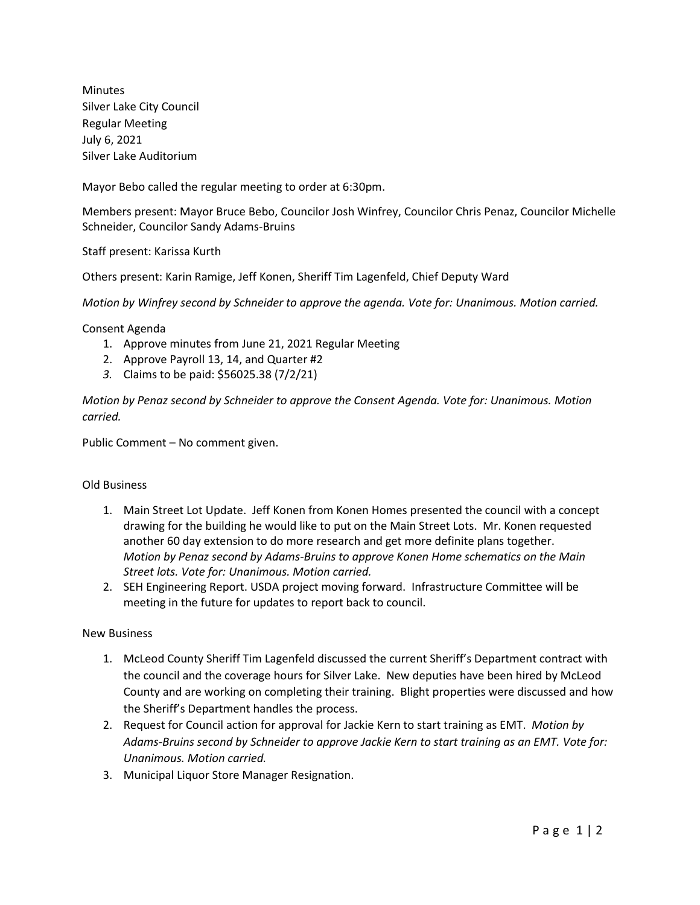Minutes
Silver Lake City Council
Regular Meeting
July 6, 2021
Silver Lake Auditorium

Mayor Bebo called the regular meeting to order at 6:30pm.

Members present: Mayor Bruce Bebo, Councilor Josh Winfrey, Councilor Chris Penaz, Councilor Michelle Schneider, Councilor Sandy Adams-Bruins

Staff present: Karissa Kurth

Others present: Karin Ramige, Jeff Konen, Sheriff Tim Lagenfeld, Chief Deputy Ward

*Motion by Winfrey second by Schneider to approve the agenda. Vote for: Unanimous. Motion carried.*

Consent Agenda

1. Approve minutes from June 21, 2021 Regular Meeting
2. Approve Payroll 13, 14, and Quarter #2
3. Claims to be paid: $56025.38 (7/2/21)

*Motion by Penaz second by Schneider to approve the Consent Agenda. Vote for: Unanimous. Motion carried.*

Public Comment – No comment given.

Old Business

1. Main Street Lot Update. Jeff Konen from Konen Homes presented the council with a concept drawing for the building he would like to put on the Main Street Lots. Mr. Konen requested another 60 day extension to do more research and get more definite plans together. *Motion by Penaz second by Adams-Bruins to approve Konen Home schematics on the Main Street lots. Vote for: Unanimous. Motion carried.*
2. SEH Engineering Report. USDA project moving forward. Infrastructure Committee will be meeting in the future for updates to report back to council.

New Business

1. McLeod County Sheriff Tim Lagenfeld discussed the current Sheriff's Department contract with the council and the coverage hours for Silver Lake. New deputies have been hired by McLeod County and are working on completing their training. Blight properties were discussed and how the Sheriff's Department handles the process.
2. Request for Council action for approval for Jackie Kern to start training as EMT. *Motion by Adams-Bruins second by Schneider to approve Jackie Kern to start training as an EMT. Vote for: Unanimous. Motion carried.*
3. Municipal Liquor Store Manager Resignation.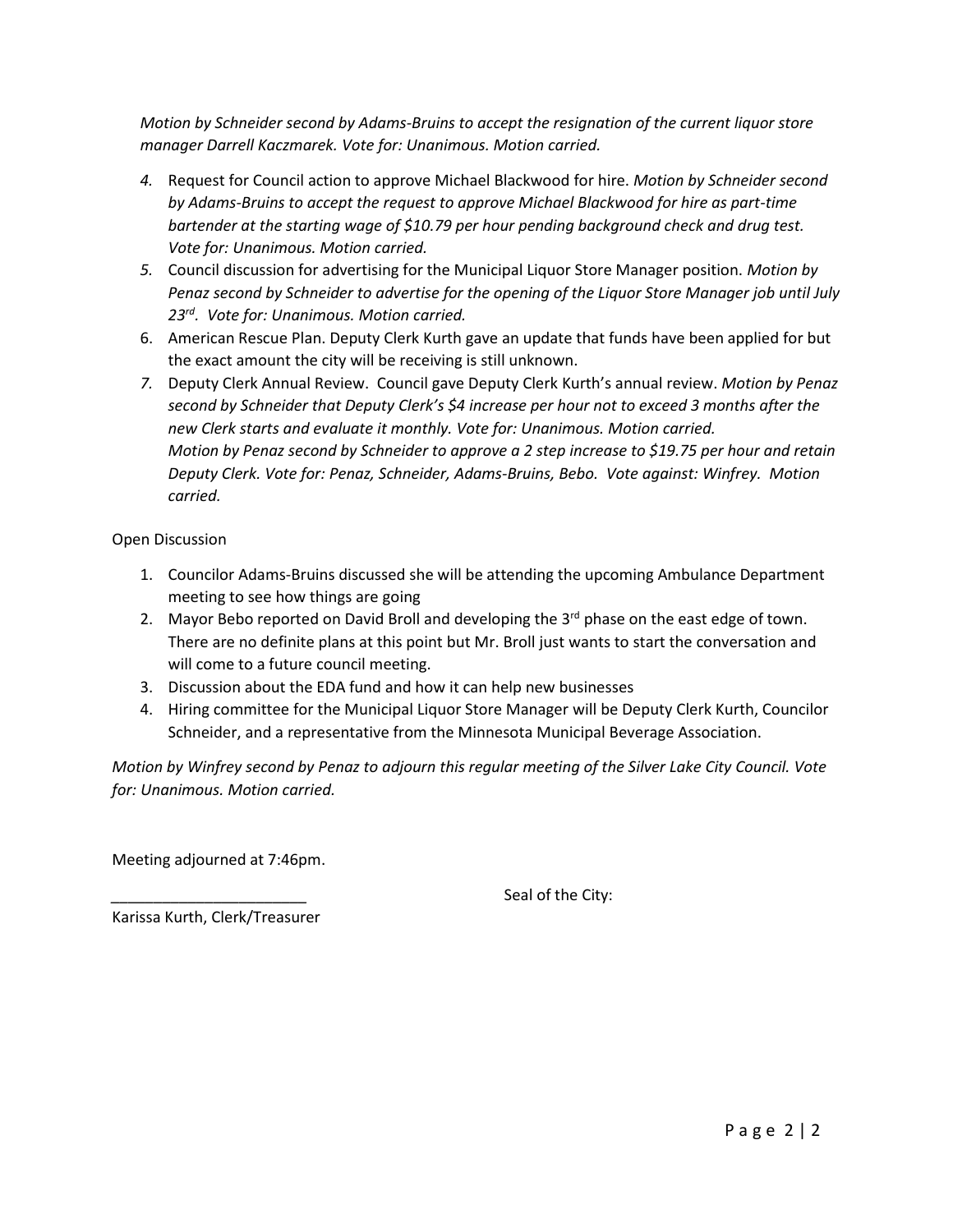*Motion by Schneider second by Adams-Bruins to accept the resignation of the current liquor store manager Darrell Kaczmarek. Vote for: Unanimous. Motion carried.*

4. Request for Council action to approve Michael Blackwood for hire. *Motion by Schneider second by Adams-Bruins to accept the request to approve Michael Blackwood for hire as part-time bartender at the starting wage of $10.79 per hour pending background check and drug test. Vote for: Unanimous. Motion carried.*
5. Council discussion for advertising for the Municipal Liquor Store Manager position. *Motion by Penaz second by Schneider to advertise for the opening of the Liquor Store Manager job until July 23rd. Vote for: Unanimous. Motion carried.*
6. American Rescue Plan. Deputy Clerk Kurth gave an update that funds have been applied for but the exact amount the city will be receiving is still unknown.
7. Deputy Clerk Annual Review. Council gave Deputy Clerk Kurth's annual review. *Motion by Penaz second by Schneider that Deputy Clerk's $4 increase per hour not to exceed 3 months after the new Clerk starts and evaluate it monthly. Vote for: Unanimous. Motion carried.*
   *Motion by Penaz second by Schneider to approve a 2 step increase to $19.75 per hour and retain Deputy Clerk. Vote for: Penaz, Schneider, Adams-Bruins, Bebo. Vote against: Winfrey. Motion carried.*

Open Discussion

1. Councilor Adams-Bruins discussed she will be attending the upcoming Ambulance Department meeting to see how things are going
2. Mayor Bebo reported on David Broll and developing the 3rd phase on the east edge of town. There are no definite plans at this point but Mr. Broll just wants to start the conversation and will come to a future council meeting.
3. Discussion about the EDA fund and how it can help new businesses
4. Hiring committee for the Municipal Liquor Store Manager will be Deputy Clerk Kurth, Councilor Schneider, and a representative from the Minnesota Municipal Beverage Association.

*Motion by Winfrey second by Penaz to adjourn this regular meeting of the Silver Lake City Council. Vote for: Unanimous. Motion carried.*

Meeting adjourned at 7:46pm.

_______________________

Karissa Kurth, Clerk/Treasurer

Seal of the City: